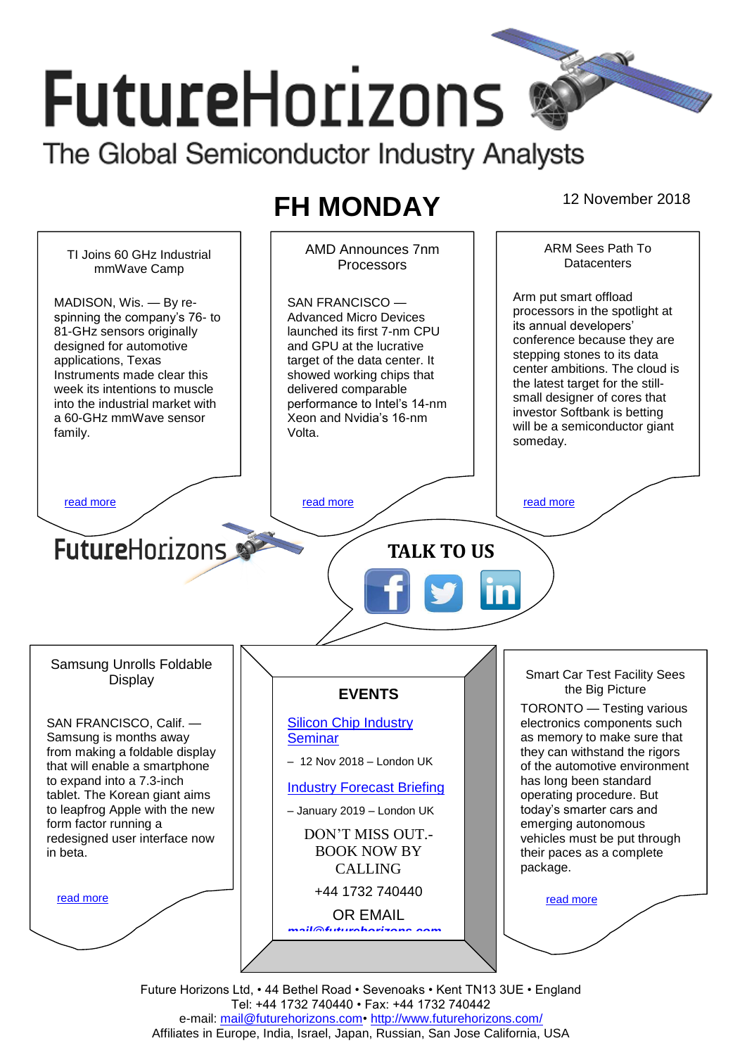# FutureHorizons

The Global Semiconductor Industry Analysts

## FH MONDAY

12 November 2018

### TI Joins 60 GHz Industrial mmWave Camp

MADISON, Wis. — By re-spinning the company's 76- to 81-GHz sensors originally designed for automotive applications, Texas Instruments made clear this week its intentions to muscle into the industrial market with a 60-GHz mmWave sensor family.

read more

### AMD Announces 7nm Processors

SAN FRANCISCO — Advanced Micro Devices launched its first 7-nm CPU and GPU at the lucrative target of the data center. It showed working chips that delivered comparable performance to Intel's 14-nm Xeon and Nvidia's 16-nm Volta.

read more

### ARM Sees Path To Datacenters

Arm put smart offload processors in the spotlight at its annual developers' conference because they are stepping stones to its data center ambitions. The cloud is the latest target for the still-small designer of cores that investor Softbank is betting will be a semiconductor giant someday.

read more

FutureHorizons

**TALK TO US**

### Samsung Unrolls Foldable Display

SAN FRANCISCO, Calif. — Samsung is months away from making a foldable display that will enable a smartphone to expand into a 7.3-inch tablet. The Korean giant aims to leapfrog Apple with the new form factor running a redesigned user interface now in beta.

read more

### EVENTS

Silicon Chip Industry Seminar

– 12 Nov 2018 – London UK

Industry Forecast Briefing

– January 2019 – London UK

DON'T MISS OUT.- BOOK NOW BY CALLING

+44 1732 740440

OR EMAIL

mail@futurehorizons.com

### Smart Car Test Facility Sees the Big Picture

TORONTO — Testing various electronics components such as memory to make sure that they can withstand the rigors of the automotive environment has long been standard operating procedure. But today's smarter cars and emerging autonomous vehicles must be put through their paces as a complete package.

read more

Future Horizons Ltd, • 44 Bethel Road • Sevenoaks • Kent TN13 3UE • England
Tel: +44 1732 740440 • Fax: +44 1732 740442
e-mail: mail@futurehorizons.com• http://www.futurehorizons.com/
Affiliates in Europe, India, Israel, Japan, Russian, San Jose California, USA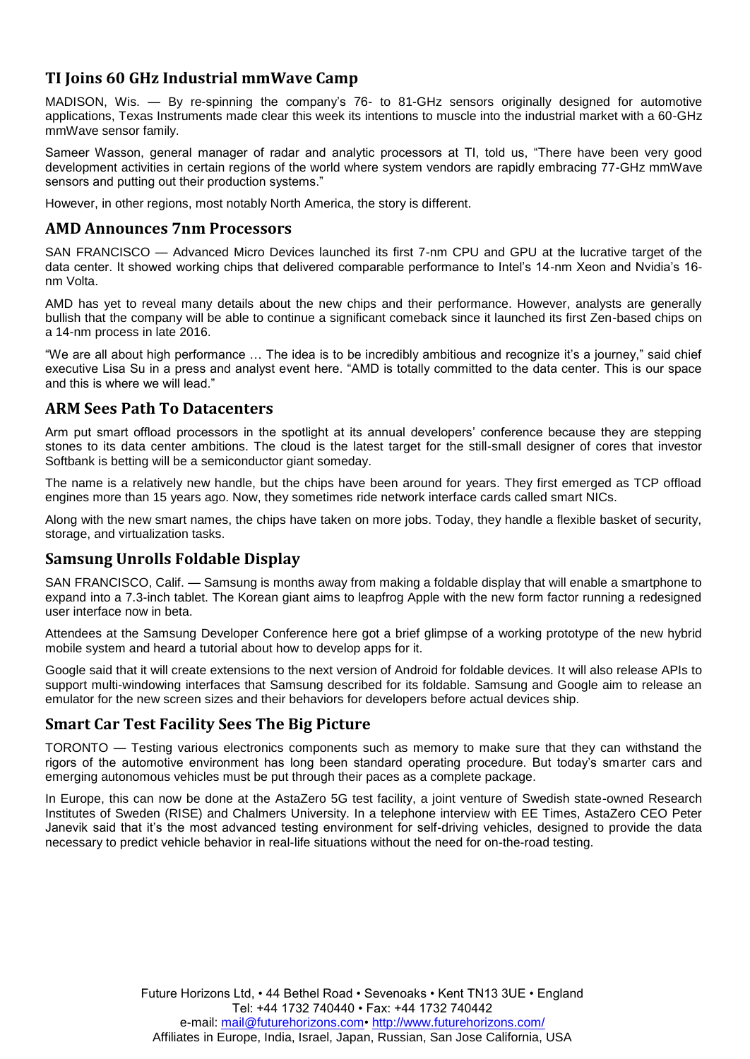## TI Joins 60 GHz Industrial mmWave Camp

MADISON, Wis. — By re-spinning the company's 76- to 81-GHz sensors originally designed for automotive applications, Texas Instruments made clear this week its intentions to muscle into the industrial market with a 60-GHz mmWave sensor family.

Sameer Wasson, general manager of radar and analytic processors at TI, told us, "There have been very good development activities in certain regions of the world where system vendors are rapidly embracing 77-GHz mmWave sensors and putting out their production systems."

However, in other regions, most notably North America, the story is different.

## AMD Announces 7nm Processors

SAN FRANCISCO — Advanced Micro Devices launched its first 7-nm CPU and GPU at the lucrative target of the data center. It showed working chips that delivered comparable performance to Intel's 14-nm Xeon and Nvidia's 16-nm Volta.

AMD has yet to reveal many details about the new chips and their performance. However, analysts are generally bullish that the company will be able to continue a significant comeback since it launched its first Zen-based chips on a 14-nm process in late 2016.

"We are all about high performance … The idea is to be incredibly ambitious and recognize it's a journey," said chief executive Lisa Su in a press and analyst event here. "AMD is totally committed to the data center. This is our space and this is where we will lead."

## ARM Sees Path To Datacenters

Arm put smart offload processors in the spotlight at its annual developers' conference because they are stepping stones to its data center ambitions. The cloud is the latest target for the still-small designer of cores that investor Softbank is betting will be a semiconductor giant someday.

The name is a relatively new handle, but the chips have been around for years. They first emerged as TCP offload engines more than 15 years ago. Now, they sometimes ride network interface cards called smart NICs.

Along with the new smart names, the chips have taken on more jobs. Today, they handle a flexible basket of security, storage, and virtualization tasks.

## Samsung Unrolls Foldable Display

SAN FRANCISCO, Calif. — Samsung is months away from making a foldable display that will enable a smartphone to expand into a 7.3-inch tablet. The Korean giant aims to leapfrog Apple with the new form factor running a redesigned user interface now in beta.

Attendees at the Samsung Developer Conference here got a brief glimpse of a working prototype of the new hybrid mobile system and heard a tutorial about how to develop apps for it.

Google said that it will create extensions to the next version of Android for foldable devices. It will also release APIs to support multi-windowing interfaces that Samsung described for its foldable. Samsung and Google aim to release an emulator for the new screen sizes and their behaviors for developers before actual devices ship.

## Smart Car Test Facility Sees The Big Picture

TORONTO — Testing various electronics components such as memory to make sure that they can withstand the rigors of the automotive environment has long been standard operating procedure. But today's smarter cars and emerging autonomous vehicles must be put through their paces as a complete package.

In Europe, this can now be done at the AstaZero 5G test facility, a joint venture of Swedish state-owned Research Institutes of Sweden (RISE) and Chalmers University. In a telephone interview with EE Times, AstaZero CEO Peter Janevik said that it's the most advanced testing environment for self-driving vehicles, designed to provide the data necessary to predict vehicle behavior in real-life situations without the need for on-the-road testing.